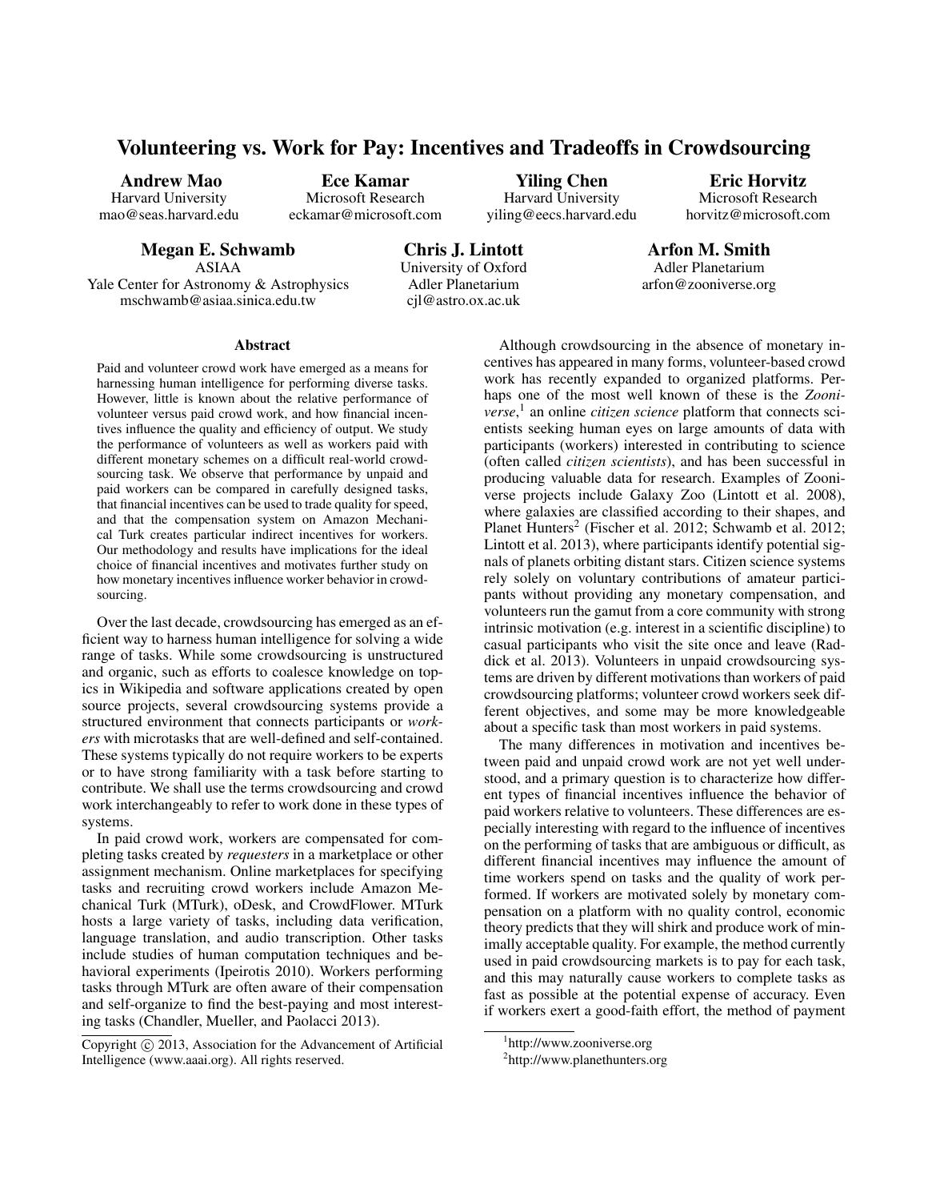# Volunteering vs. Work for Pay: Incentives and Tradeoffs in Crowdsourcing

**Andrew Mao**
Harvard University
mao@seas.harvard.edu

**Ece Kamar**
Microsoft Research
eckamar@microsoft.com

**Yiling Chen**
Harvard University
yiling@eecs.harvard.edu

**Eric Horvitz**
Microsoft Research
horvitz@microsoft.com

**Megan E. Schwamb**
ASIAA
Yale Center for Astronomy & Astrophysics
mschwamb@asiaa.sinica.edu.tw

**Chris J. Lintott**
University of Oxford
Adler Planetarium
cjl@astro.ox.ac.uk

**Arfon M. Smith**
Adler Planetarium
arfon@zooniverse.org

## Abstract

Paid and volunteer crowd work have emerged as a means for harnessing human intelligence for performing diverse tasks. However, little is known about the relative performance of volunteer versus paid crowd work, and how financial incentives influence the quality and efficiency of output. We study the performance of volunteers as well as workers paid with different monetary schemes on a difficult real-world crowdsourcing task. We observe that performance by unpaid and paid workers can be compared in carefully designed tasks, that financial incentives can be used to trade quality for speed, and that the compensation system on Amazon Mechanical Turk creates particular indirect incentives for workers. Our methodology and results have implications for the ideal choice of financial incentives and motivates further study on how monetary incentives influence worker behavior in crowdsourcing.

Over the last decade, crowdsourcing has emerged as an efficient way to harness human intelligence for solving a wide range of tasks. While some crowdsourcing is unstructured and organic, such as efforts to coalesce knowledge on topics in Wikipedia and software applications created by open source projects, several crowdsourcing systems provide a structured environment that connects participants or *workers* with microtasks that are well-defined and self-contained. These systems typically do not require workers to be experts or to have strong familiarity with a task before starting to contribute. We shall use the terms crowdsourcing and crowd work interchangeably to refer to work done in these types of systems.

In paid crowd work, workers are compensated for completing tasks created by *requesters* in a marketplace or other assignment mechanism. Online marketplaces for specifying tasks and recruiting crowd workers include Amazon Mechanical Turk (MTurk), oDesk, and CrowdFlower. MTurk hosts a large variety of tasks, including data verification, language translation, and audio transcription. Other tasks include studies of human computation techniques and behavioral experiments (Ipeirotis 2010). Workers performing tasks through MTurk are often aware of their compensation and self-organize to find the best-paying and most interesting tasks (Chandler, Mueller, and Paolacci 2013).

Although crowdsourcing in the absence of monetary incentives has appeared in many forms, volunteer-based crowd work has recently expanded to organized platforms. Perhaps one of the most well known of these is the *Zooniverse*,[1] an online *citizen science* platform that connects scientists seeking human eyes on large amounts of data with participants (workers) interested in contributing to science (often called *citizen scientists*), and has been successful in producing valuable data for research. Examples of Zooniverse projects include Galaxy Zoo (Lintott et al. 2008), where galaxies are classified according to their shapes, and Planet Hunters[2] (Fischer et al. 2012; Schwamb et al. 2012; Lintott et al. 2013), where participants identify potential signals of planets orbiting distant stars. Citizen science systems rely solely on voluntary contributions of amateur participants without providing any monetary compensation, and volunteers run the gamut from a core community with strong intrinsic motivation (e.g. interest in a scientific discipline) to casual participants who visit the site once and leave (Raddick et al. 2013). Volunteers in unpaid crowdsourcing systems are driven by different motivations than workers of paid crowdsourcing platforms; volunteer crowd workers seek different objectives, and some may be more knowledgeable about a specific task than most workers in paid systems.

The many differences in motivation and incentives between paid and unpaid crowd work are not yet well understood, and a primary question is to characterize how different types of financial incentives influence the behavior of paid workers relative to volunteers. These differences are especially interesting with regard to the influence of incentives on the performing of tasks that are ambiguous or difficult, as different financial incentives may influence the amount of time workers spend on tasks and the quality of work performed. If workers are motivated solely by monetary compensation on a platform with no quality control, economic theory predicts that they will shirk and produce work of minimally acceptable quality. For example, the method currently used in paid crowdsourcing markets is to pay for each task, and this may naturally cause workers to complete tasks as fast as possible at the potential expense of accuracy. Even if workers exert a good-faith effort, the method of payment

Copyright © 2013, Association for the Advancement of Artificial Intelligence (www.aaai.org). All rights reserved.

[1] http://www.zooniverse.org

[2] http://www.planethunters.org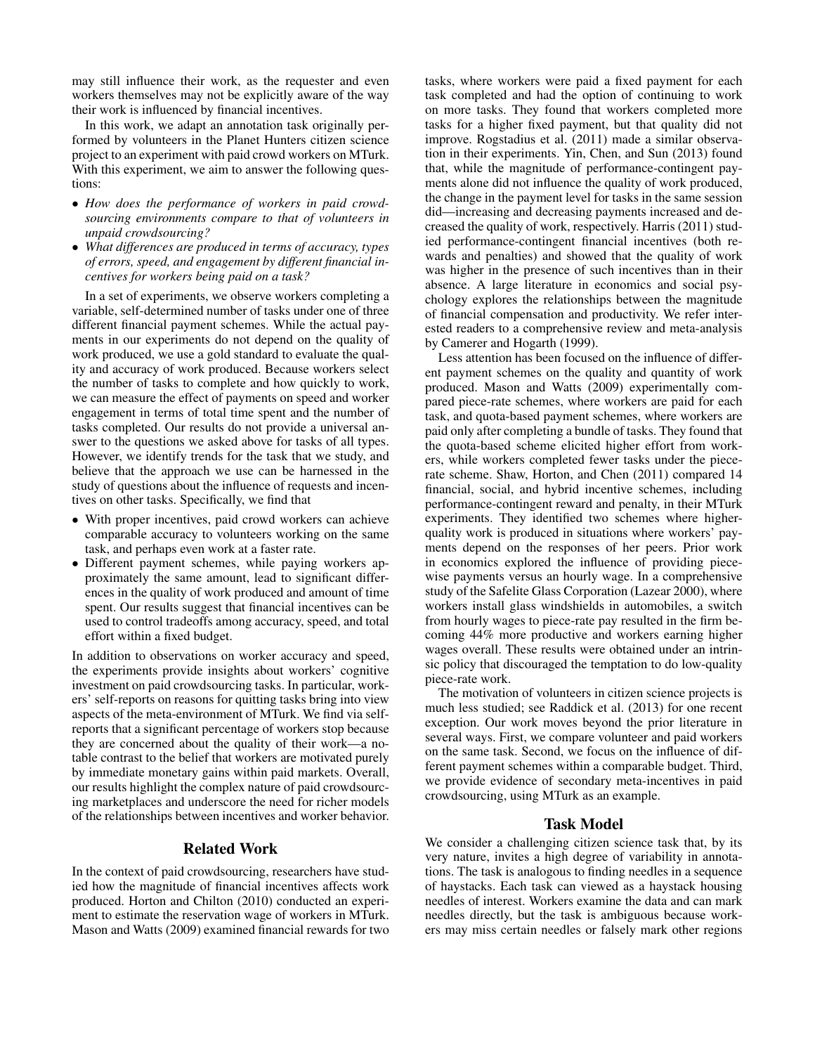may still influence their work, as the requester and even workers themselves may not be explicitly aware of the way their work is influenced by financial incentives.

In this work, we adapt an annotation task originally performed by volunteers in the Planet Hunters citizen science project to an experiment with paid crowd workers on MTurk. With this experiment, we aim to answer the following questions:

- *How does the performance of workers in paid crowdsourcing environments compare to that of volunteers in unpaid crowdsourcing?*
- *What differences are produced in terms of accuracy, types of errors, speed, and engagement by different financial incentives for workers being paid on a task?*

In a set of experiments, we observe workers completing a variable, self-determined number of tasks under one of three different financial payment schemes. While the actual payments in our experiments do not depend on the quality of work produced, we use a gold standard to evaluate the quality and accuracy of work produced. Because workers select the number of tasks to complete and how quickly to work, we can measure the effect of payments on speed and worker engagement in terms of total time spent and the number of tasks completed. Our results do not provide a universal answer to the questions we asked above for tasks of all types. However, we identify trends for the task that we study, and believe that the approach we use can be harnessed in the study of questions about the influence of requests and incentives on other tasks. Specifically, we find that

- With proper incentives, paid crowd workers can achieve comparable accuracy to volunteers working on the same task, and perhaps even work at a faster rate.
- Different payment schemes, while paying workers approximately the same amount, lead to significant differences in the quality of work produced and amount of time spent. Our results suggest that financial incentives can be used to control tradeoffs among accuracy, speed, and total effort within a fixed budget.

In addition to observations on worker accuracy and speed, the experiments provide insights about workers' cognitive investment on paid crowdsourcing tasks. In particular, workers' self-reports on reasons for quitting tasks bring into view aspects of the meta-environment of MTurk. We find via self-reports that a significant percentage of workers stop because they are concerned about the quality of their work—a notable contrast to the belief that workers are motivated purely by immediate monetary gains within paid markets. Overall, our results highlight the complex nature of paid crowdsourcing marketplaces and underscore the need for richer models of the relationships between incentives and worker behavior.

## Related Work

In the context of paid crowdsourcing, researchers have studied how the magnitude of financial incentives affects work produced. Horton and Chilton (2010) conducted an experiment to estimate the reservation wage of workers in MTurk. Mason and Watts (2009) examined financial rewards for two tasks, where workers were paid a fixed payment for each task completed and had the option of continuing to work on more tasks. They found that workers completed more tasks for a higher fixed payment, but that quality did not improve. Rogstadius et al. (2011) made a similar observation in their experiments. Yin, Chen, and Sun (2013) found that, while the magnitude of performance-contingent payments alone did not influence the quality of work produced, the change in the payment level for tasks in the same session did—increasing and decreasing payments increased and decreased the quality of work, respectively. Harris (2011) studied performance-contingent financial incentives (both rewards and penalties) and showed that the quality of work was higher in the presence of such incentives than in their absence. A large literature in economics and social psychology explores the relationships between the magnitude of financial compensation and productivity. We refer interested readers to a comprehensive review and meta-analysis by Camerer and Hogarth (1999).

Less attention has been focused on the influence of different payment schemes on the quality and quantity of work produced. Mason and Watts (2009) experimentally compared piece-rate schemes, where workers are paid for each task, and quota-based payment schemes, where workers are paid only after completing a bundle of tasks. They found that the quota-based scheme elicited higher effort from workers, while workers completed fewer tasks under the piece-rate scheme. Shaw, Horton, and Chen (2011) compared 14 financial, social, and hybrid incentive schemes, including performance-contingent reward and penalty, in their MTurk experiments. They identified two schemes where higher-quality work is produced in situations where workers' payments depend on the responses of her peers. Prior work in economics explored the influence of providing piece-wise payments versus an hourly wage. In a comprehensive study of the Safelite Glass Corporation (Lazear 2000), where workers install glass windshields in automobiles, a switch from hourly wages to piece-rate pay resulted in the firm becoming 44% more productive and workers earning higher wages overall. These results were obtained under an intrinsic policy that discouraged the temptation to do low-quality piece-rate work.

The motivation of volunteers in citizen science projects is much less studied; see Raddick et al. (2013) for one recent exception. Our work moves beyond the prior literature in several ways. First, we compare volunteer and paid workers on the same task. Second, we focus on the influence of different payment schemes within a comparable budget. Third, we provide evidence of secondary meta-incentives in paid crowdsourcing, using MTurk as an example.

## Task Model

We consider a challenging citizen science task that, by its very nature, invites a high degree of variability in annotations. The task is analogous to finding needles in a sequence of haystacks. Each task can viewed as a haystack housing needles of interest. Workers examine the data and can mark needles directly, but the task is ambiguous because workers may miss certain needles or falsely mark other regions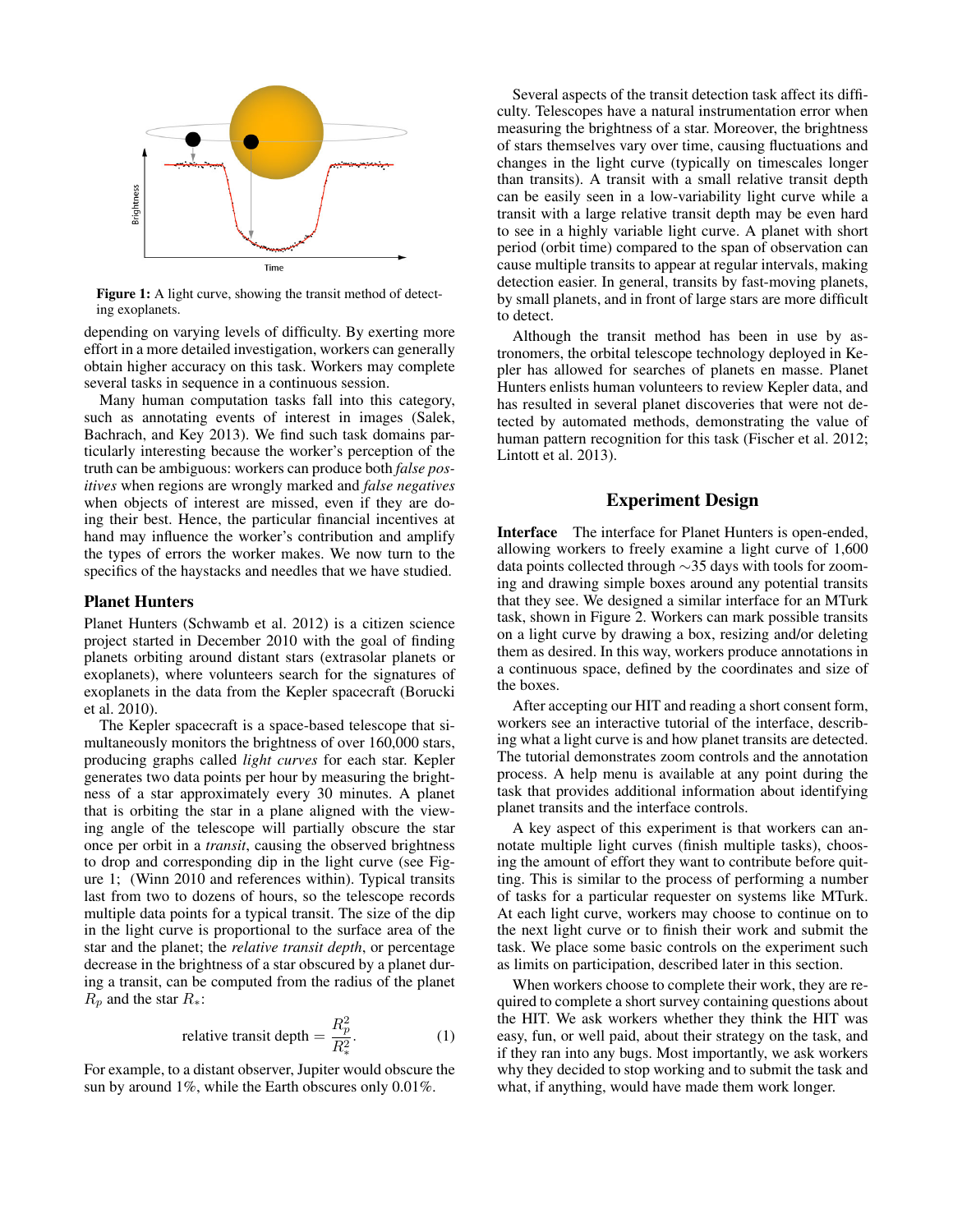Figure 1: A light curve, showing the transit method of detecting exoplanets.

depending on varying levels of difficulty. By exerting more effort in a more detailed investigation, workers can generally obtain higher accuracy on this task. Workers may complete several tasks in sequence in a continuous session.

Many human computation tasks fall into this category, such as annotating events of interest in images (Salek, Bachrach, and Key 2013). We find such task domains particularly interesting because the worker's perception of the truth can be ambiguous: workers can produce both *false positives* when regions are wrongly marked and *false negatives* when objects of interest are missed, even if they are doing their best. Hence, the particular financial incentives at hand may influence the worker's contribution and amplify the types of errors the worker makes. We now turn to the specifics of the haystacks and needles that we have studied.

### Planet Hunters

Planet Hunters (Schwamb et al. 2012) is a citizen science project started in December 2010 with the goal of finding planets orbiting around distant stars (extrasolar planets or exoplanets), where volunteers search for the signatures of exoplanets in the data from the Kepler spacecraft (Borucki et al. 2010).

The Kepler spacecraft is a space-based telescope that simultaneously monitors the brightness of over 160,000 stars, producing graphs called *light curves* for each star. Kepler generates two data points per hour by measuring the brightness of a star approximately every 30 minutes. A planet that is orbiting the star in a plane aligned with the viewing angle of the telescope will partially obscure the star once per orbit in a *transit*, causing the observed brightness to drop and corresponding dip in the light curve (see Figure 1; (Winn 2010 and references within). Typical transits last from two to dozens of hours, so the telescope records multiple data points for a typical transit. The size of the dip in the light curve is proportional to the surface area of the star and the planet; the *relative transit depth*, or percentage decrease in the brightness of a star obscured by a planet during a transit, can be computed from the radius of the planet $R_p$ and the star $R_*$:

$$\text{relative transit depth} = \frac{R_p^2}{R_*^2}. \quad (1)$$

For example, to a distant observer, Jupiter would obscure the sun by around 1%, while the Earth obscures only 0.01%.

Several aspects of the transit detection task affect its difficulty. Telescopes have a natural instrumentation error when measuring the brightness of a star. Moreover, the brightness of stars themselves vary over time, causing fluctuations and changes in the light curve (typically on timescales longer than transits). A transit with a small relative transit depth can be easily seen in a low-variability light curve while a transit with a large relative transit depth may be even hard to see in a highly variable light curve. A planet with short period (orbit time) compared to the span of observation can cause multiple transits to appear at regular intervals, making detection easier. In general, transits by fast-moving planets, by small planets, and in front of large stars are more difficult to detect.

Although the transit method has been in use by astronomers, the orbital telescope technology deployed in Kepler has allowed for searches of planets en masse. Planet Hunters enlists human volunteers to review Kepler data, and has resulted in several planet discoveries that were not detected by automated methods, demonstrating the value of human pattern recognition for this task (Fischer et al. 2012; Lintott et al. 2013).

## Experiment Design

**Interface** The interface for Planet Hunters is open-ended, allowing workers to freely examine a light curve of 1,600 data points collected through ∼35 days with tools for zooming and drawing simple boxes around any potential transits that they see. We designed a similar interface for an MTurk task, shown in Figure 2. Workers can mark possible transits on a light curve by drawing a box, resizing and/or deleting them as desired. In this way, workers produce annotations in a continuous space, defined by the coordinates and size of the boxes.

After accepting our HIT and reading a short consent form, workers see an interactive tutorial of the interface, describing what a light curve is and how planet transits are detected. The tutorial demonstrates zoom controls and the annotation process. A help menu is available at any point during the task that provides additional information about identifying planet transits and the interface controls.

A key aspect of this experiment is that workers can annotate multiple light curves (finish multiple tasks), choosing the amount of effort they want to contribute before quitting. This is similar to the process of performing a number of tasks for a particular requester on systems like MTurk. At each light curve, workers may choose to continue on to the next light curve or to finish their work and submit the task. We place some basic controls on the experiment such as limits on participation, described later in this section.

When workers choose to complete their work, they are required to complete a short survey containing questions about the HIT. We ask workers whether they think the HIT was easy, fun, or well paid, about their strategy on the task, and if they ran into any bugs. Most importantly, we ask workers why they decided to stop working and to submit the task and what, if anything, would have made them work longer.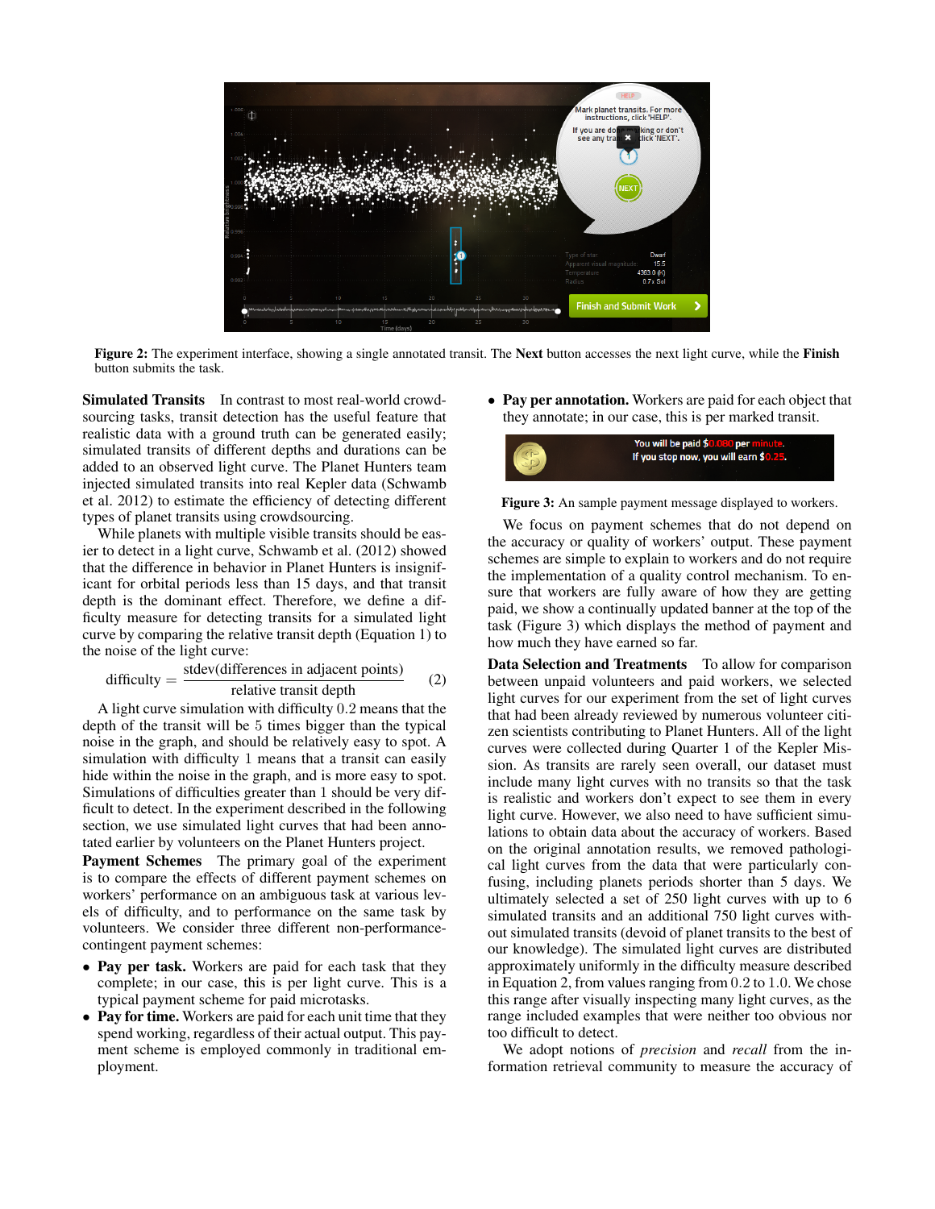Figure 2: The experiment interface, showing a single annotated transit. The **Next** button accesses the next light curve, while the **Finish** button submits the task.

**Simulated Transits** In contrast to most real-world crowdsourcing tasks, transit detection has the useful feature that realistic data with a ground truth can be generated easily; simulated transits of different depths and durations can be added to an observed light curve. The Planet Hunters team injected simulated transits into real Kepler data (Schwamb et al. 2012) to estimate the efficiency of detecting different types of planet transits using crowdsourcing.

While planets with multiple visible transits should be easier to detect in a light curve, Schwamb et al. (2012) showed that the difference in behavior in Planet Hunters is insignificant for orbital periods less than 15 days, and that transit depth is the dominant effect. Therefore, we define a difficulty measure for detecting transits for a simulated light curve by comparing the relative transit depth (Equation 1) to the noise of the light curve:

$$\text{difficulty} = \frac{\text{stdev(differences in adjacent points)}}{\text{relative transit depth}} \quad (2)$$

A light curve simulation with difficulty $0.2$ means that the depth of the transit will be $5$ times bigger than the typical noise in the graph, and should be relatively easy to spot. A simulation with difficulty $1$ means that a transit can easily hide within the noise in the graph, and is more easy to spot. Simulations of difficulties greater than $1$ should be very difficult to detect. In the experiment described in the following section, we use simulated light curves that had been annotated earlier by volunteers on the Planet Hunters project.

**Payment Schemes** The primary goal of the experiment is to compare the effects of different payment schemes on workers' performance on an ambiguous task at various levels of difficulty, and to performance on the same task by volunteers. We consider three different non-performance-contingent payment schemes:

- **Pay per task.** Workers are paid for each task that they complete; in our case, this is per light curve. This is a typical payment scheme for paid microtasks.
- **Pay for time.** Workers are paid for each unit time that they spend working, regardless of their actual output. This payment scheme is employed commonly in traditional employment.
- **Pay per annotation.** Workers are paid for each object that they annotate; in our case, this is per marked transit.

Figure 3: An sample payment message displayed to workers.

We focus on payment schemes that do not depend on the accuracy or quality of workers' output. These payment schemes are simple to explain to workers and do not require the implementation of a quality control mechanism. To ensure that workers are fully aware of how they are getting paid, we show a continually updated banner at the top of the task (Figure 3) which displays the method of payment and how much they have earned so far.

**Data Selection and Treatments** To allow for comparison between unpaid volunteers and paid workers, we selected light curves for our experiment from the set of light curves that had been already reviewed by numerous volunteer citizen scientists contributing to Planet Hunters. All of the light curves were collected during Quarter 1 of the Kepler Mission. As transits are rarely seen overall, our dataset must include many light curves with no transits so that the task is realistic and workers don't expect to see them in every light curve. However, we also need to have sufficient simulations to obtain data about the accuracy of workers. Based on the original annotation results, we removed pathological light curves from the data that were particularly confusing, including planets periods shorter than 5 days. We ultimately selected a set of 250 light curves with up to 6 simulated transits and an additional 750 light curves without simulated transits (devoid of planet transits to the best of our knowledge). The simulated light curves are distributed approximately uniformly in the difficulty measure described in Equation 2, from values ranging from $0.2$ to $1.0$. We chose this range after visually inspecting many light curves, as the range included examples that were neither too obvious nor too difficult to detect.

We adopt notions of *precision* and *recall* from the information retrieval community to measure the accuracy of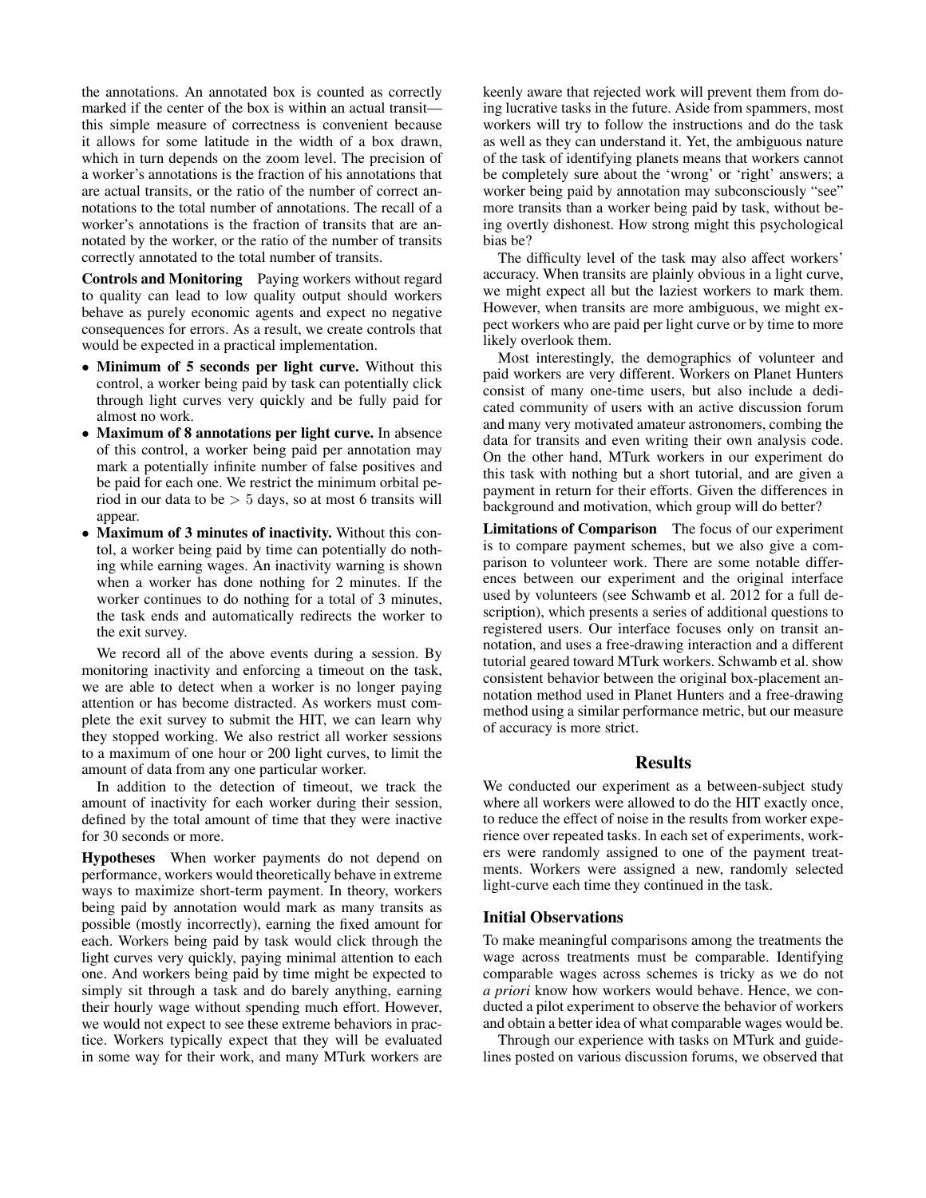the annotations. An annotated box is counted as correctly marked if the center of the box is within an actual transit—this simple measure of correctness is convenient because it allows for some latitude in the width of a box drawn, which in turn depends on the zoom level. The precision of a worker's annotations is the fraction of his annotations that are actual transits, or the ratio of the number of correct annotations to the total number of annotations. The recall of a worker's annotations is the fraction of transits that are annotated by the worker, or the ratio of the number of transits correctly annotated to the total number of transits.

**Controls and Monitoring** Paying workers without regard to quality can lead to low quality output should workers behave as purely economic agents and expect no negative consequences for errors. As a result, we create controls that would be expected in a practical implementation.

- **Minimum of 5 seconds per light curve.** Without this control, a worker being paid by task can potentially click through light curves very quickly and be fully paid for almost no work.
- **Maximum of 8 annotations per light curve.** In absence of this control, a worker being paid per annotation may mark a potentially infinite number of false positives and be paid for each one. We restrict the minimum orbital period in our data to be $> 5$ days, so at most 6 transits will appear.
- **Maximum of 3 minutes of inactivity.** Without this contol, a worker being paid by time can potentially do nothing while earning wages. An inactivity warning is shown when a worker has done nothing for 2 minutes. If the worker continues to do nothing for a total of 3 minutes, the task ends and automatically redirects the worker to the exit survey.

We record all of the above events during a session. By monitoring inactivity and enforcing a timeout on the task, we are able to detect when a worker is no longer paying attention or has become distracted. As workers must complete the exit survey to submit the HIT, we can learn why they stopped working. We also restrict all worker sessions to a maximum of one hour or 200 light curves, to limit the amount of data from any one particular worker.

In addition to the detection of timeout, we track the amount of inactivity for each worker during their session, defined by the total amount of time that they were inactive for 30 seconds or more.

**Hypotheses** When worker payments do not depend on performance, workers would theoretically behave in extreme ways to maximize short-term payment. In theory, workers being paid by annotation would mark as many transits as possible (mostly incorrectly), earning the fixed amount for each. Workers being paid by task would click through the light curves very quickly, paying minimal attention to each one. And workers being paid by time might be expected to simply sit through a task and do barely anything, earning their hourly wage without spending much effort. However, we would not expect to see these extreme behaviors in practice. Workers typically expect that they will be evaluated in some way for their work, and many MTurk workers are keenly aware that rejected work will prevent them from doing lucrative tasks in the future. Aside from spammers, most workers will try to follow the instructions and do the task as well as they can understand it. Yet, the ambiguous nature of the task of identifying planets means that workers cannot be completely sure about the 'wrong' or 'right' answers; a worker being paid by annotation may subconsciously "see" more transits than a worker being paid by task, without being overtly dishonest. How strong might this psychological bias be?

The difficulty level of the task may also affect workers' accuracy. When transits are plainly obvious in a light curve, we might expect all but the laziest workers to mark them. However, when transits are more ambiguous, we might expect workers who are paid per light curve or by time to more likely overlook them.

Most interestingly, the demographics of volunteer and paid workers are very different. Workers on Planet Hunters consist of many one-time users, but also include a dedicated community of users with an active discussion forum and many very motivated amateur astronomers, combing the data for transits and even writing their own analysis code. On the other hand, MTurk workers in our experiment do this task with nothing but a short tutorial, and are given a payment in return for their efforts. Given the differences in background and motivation, which group will do better?

**Limitations of Comparison** The focus of our experiment is to compare payment schemes, but we also give a comparison to volunteer work. There are some notable differences between our experiment and the original interface used by volunteers (see Schwamb et al. 2012 for a full description), which presents a series of additional questions to registered users. Our interface focuses only on transit annotation, and uses a free-drawing interaction and a different tutorial geared toward MTurk workers. Schwamb et al. show consistent behavior between the original box-placement annotation method used in Planet Hunters and a free-drawing method using a similar performance metric, but our measure of accuracy is more strict.

## Results

We conducted our experiment as a between-subject study where all workers were allowed to do the HIT exactly once, to reduce the effect of noise in the results from worker experience over repeated tasks. In each set of experiments, workers were randomly assigned to one of the payment treatments. Workers were assigned a new, randomly selected light-curve each time they continued in the task.

### Initial Observations

To make meaningful comparisons among the treatments the wage across treatments must be comparable. Identifying comparable wages across schemes is tricky as we do not *a priori* know how workers would behave. Hence, we conducted a pilot experiment to observe the behavior of workers and obtain a better idea of what comparable wages would be.

Through our experience with tasks on MTurk and guidelines posted on various discussion forums, we observed that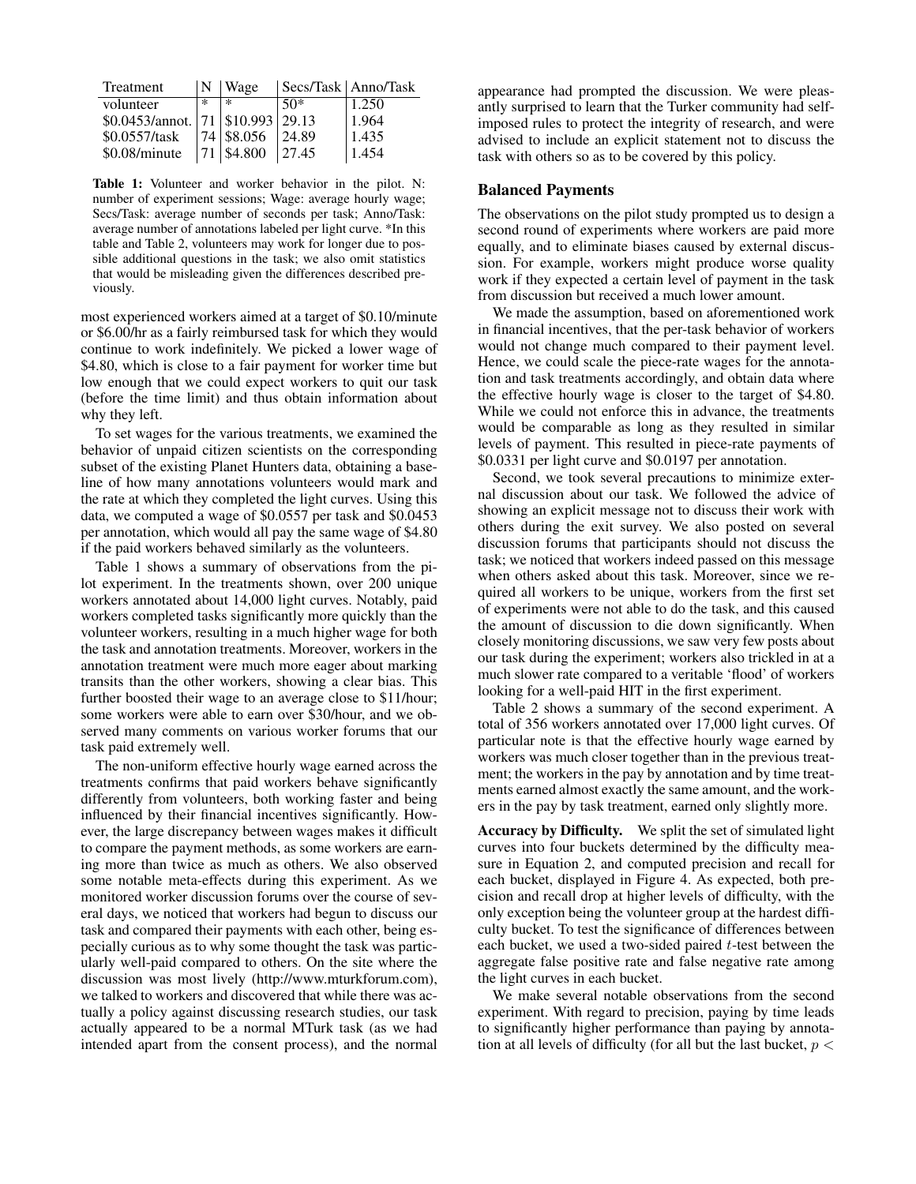| Treatment | N | Wage | Secs/Task | Anno/Task |
|---|---|---|---|---|
| volunteer | * | * | 50* | 1.250 |
| $0.0453/annot. | 71 | $10.993 | 29.13 | 1.964 |
| $0.0557/task | 74 | $8.056 | 24.89 | 1.435 |
| $0.08/minute | 71 | $4.800 | 27.45 | 1.454 |

**Table 1:** Volunteer and worker behavior in the pilot. N: number of experiment sessions; Wage: average hourly wage; Secs/Task: average number of seconds per task; Anno/Task: average number of annotations labeled per light curve. *In this table and Table 2, volunteers may work for longer due to possible additional questions in the task; we also omit statistics that would be misleading given the differences described previously.

most experienced workers aimed at a target of $0.10/minute or $6.00/hr as a fairly reimbursed task for which they would continue to work indefinitely. We picked a lower wage of $4.80, which is close to a fair payment for worker time but low enough that we could expect workers to quit our task (before the time limit) and thus obtain information about why they left.

To set wages for the various treatments, we examined the behavior of unpaid citizen scientists on the corresponding subset of the existing Planet Hunters data, obtaining a baseline of how many annotations volunteers would mark and the rate at which they completed the light curves. Using this data, we computed a wage of $0.0557 per task and $0.0453 per annotation, which would all pay the same wage of $4.80 if the paid workers behaved similarly as the volunteers.

Table 1 shows a summary of observations from the pilot experiment. In the treatments shown, over 200 unique workers annotated about 14,000 light curves. Notably, paid workers completed tasks significantly more quickly than the volunteer workers, resulting in a much higher wage for both the task and annotation treatments. Moreover, workers in the annotation treatment were much more eager about marking transits than the other workers, showing a clear bias. This further boosted their wage to an average close to $11/hour; some workers were able to earn over $30/hour, and we observed many comments on various worker forums that our task paid extremely well.

The non-uniform effective hourly wage earned across the treatments confirms that paid workers behave significantly differently from volunteers, both working faster and being influenced by their financial incentives significantly. However, the large discrepancy between wages makes it difficult to compare the payment methods, as some workers are earning more than twice as much as others. We also observed some notable meta-effects during this experiment. As we monitored worker discussion forums over the course of several days, we noticed that workers had begun to discuss our task and compared their payments with each other, being especially curious as to why some thought the task was particularly well-paid compared to others. On the site where the discussion was most lively (http://www.mturkforum.com), we talked to workers and discovered that while there was actually a policy against discussing research studies, our task actually appeared to be a normal MTurk task (as we had intended apart from the consent process), and the normal appearance had prompted the discussion. We were pleasantly surprised to learn that the Turker community had self-imposed rules to protect the integrity of research, and were advised to include an explicit statement not to discuss the task with others so as to be covered by this policy.

## Balanced Payments

The observations on the pilot study prompted us to design a second round of experiments where workers are paid more equally, and to eliminate biases caused by external discussion. For example, workers might produce worse quality work if they expected a certain level of payment in the task from discussion but received a much lower amount.

We made the assumption, based on aforementioned work in financial incentives, that the per-task behavior of workers would not change much compared to their payment level. Hence, we could scale the piece-rate wages for the annotation and task treatments accordingly, and obtain data where the effective hourly wage is closer to the target of $4.80. While we could not enforce this in advance, the treatments would be comparable as long as they resulted in similar levels of payment. This resulted in piece-rate payments of $0.0331 per light curve and $0.0197 per annotation.

Second, we took several precautions to minimize external discussion about our task. We followed the advice of showing an explicit message not to discuss their work with others during the exit survey. We also posted on several discussion forums that participants should not discuss the task; we noticed that workers indeed passed on this message when others asked about this task. Moreover, since we required all workers to be unique, workers from the first set of experiments were not able to do the task, and this caused the amount of discussion to die down significantly. When closely monitoring discussions, we saw very few posts about our task during the experiment; workers also trickled in at a much slower rate compared to a veritable 'flood' of workers looking for a well-paid HIT in the first experiment.

Table 2 shows a summary of the second experiment. A total of 356 workers annotated over 17,000 light curves. Of particular note is that the effective hourly wage earned by workers was much closer together than in the previous treatment; the workers in the pay by annotation and by time treatments earned almost exactly the same amount, and the workers in the pay by task treatment, earned only slightly more.

**Accuracy by Difficulty.** We split the set of simulated light curves into four buckets determined by the difficulty measure in Equation 2, and computed precision and recall for each bucket, displayed in Figure 4. As expected, both precision and recall drop at higher levels of difficulty, with the only exception being the volunteer group at the hardest difficulty bucket. To test the significance of differences between each bucket, we used a two-sided paired $t$-test between the aggregate false positive rate and false negative rate among the light curves in each bucket.

We make several notable observations from the second experiment. With regard to precision, paying by time leads to significantly higher performance than paying by annotation at all levels of difficulty (for all but the last bucket, $p <$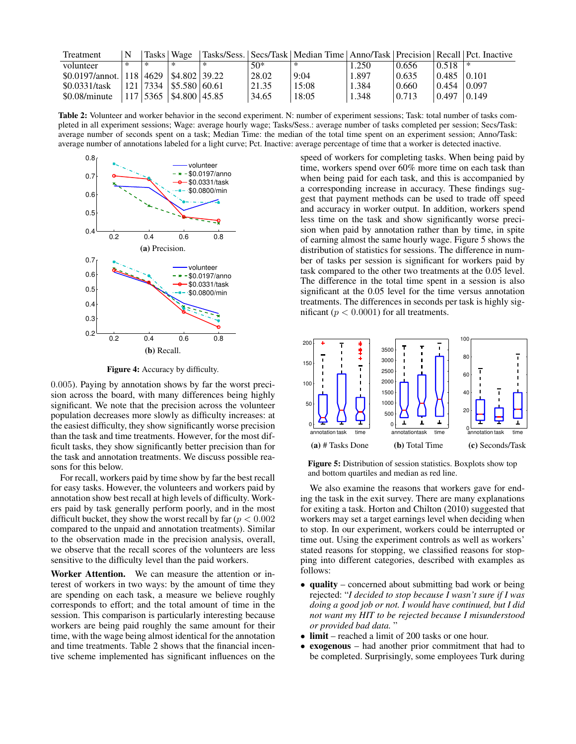| Treatment | N | Tasks | Wage | Tasks/Sess. | Secs/Task | Median Time | Anno/Task | Precision | Recall | Pct. Inactive |
|---|---|---|---|---|---|---|---|---|---|---|
| volunteer | * | * | * | * | 50* | * | 1.250 | 0.656 | 0.518 | * |
| $0.0197/annot. | 118 | 4629 | $4.802 | 39.22 | 28.02 | 9:04 | 1.897 | 0.635 | 0.485 | 0.101 |
| $0.0331/task | 121 | 7334 | $5.580 | 60.61 | 21.35 | 15:08 | 1.384 | 0.660 | 0.454 | 0.097 |
| $0.08/minute | 117 | 5365 | $4.800 | 45.85 | 34.65 | 18:05 | 1.348 | 0.713 | 0.497 | 0.149 |

**Table 2:** Volunteer and worker behavior in the second experiment. N: number of experiment sessions; Task: total number of tasks completed in all experiment sessions; Wage: average hourly wage; Tasks/Sess.: average number of tasks completed per session; Secs/Task: average number of seconds spent on a task; Median Time: the median of the total time spent on an experiment session; Anno/Task: average number of annotations labeled for a light curve; Pct. Inactive: average percentage of time that a worker is detected inactive.

(a) Precision.

(b) Recall.

**Figure 4:** Accuracy by difficulty.

0.005). Paying by annotation shows by far the worst precision across the board, with many differences being highly significant. We note that the precision across the volunteer population decreases more slowly as difficulty increases: at the easiest difficulty, they show significantly worse precision than the task and time treatments. However, for the most difficult tasks, they show significantly better precision than for the task and annotation treatments. We discuss possible reasons for this below.

For recall, workers paid by time show by far the best recall for easy tasks. However, the volunteers and workers paid by annotation show best recall at high levels of difficulty. Workers paid by task generally perform poorly, and in the most difficult bucket, they show the worst recall by far ($p < 0.002$ compared to the unpaid and annotation treatments). Similar to the observation made in the precision analysis, overall, we observe that the recall scores of the volunteers are less sensitive to the difficulty level than the paid workers.

**Worker Attention.** We can measure the attention or interest of workers in two ways: by the amount of time they are spending on each task, a measure we believe roughly corresponds to effort; and the total amount of time in the session. This comparison is particularly interesting because workers are being paid roughly the same amount for their time, with the wage being almost identical for the annotation and time treatments. Table 2 shows that the financial incentive scheme implemented has significant influences on the speed of workers for completing tasks. When being paid by time, workers spend over 60% more time on each task than when being paid for each task, and this is accompanied by a corresponding increase in accuracy. These findings suggest that payment methods can be used to trade off speed and accuracy in worker output. In addition, workers spend less time on the task and show significantly worse precision when paid by annotation rather than by time, in spite of earning almost the same hourly wage. Figure 5 shows the distribution of statistics for sessions. The difference in number of tasks per session is significant for workers paid by task compared to the other two treatments at the 0.05 level. The difference in the total time spent in a session is also significant at the 0.05 level for the time versus annotation treatments. The differences in seconds per task is highly significant ($p < 0.0001$) for all treatments.

(a) # Tasks Done

(b) Total Time

(c) Seconds/Task

**Figure 5:** Distribution of session statistics. Boxplots show top and bottom quartiles and median as red line.

We also examine the reasons that workers gave for ending the task in the exit survey. There are many explanations for exiting a task. Horton and Chilton (2010) suggested that workers may set a target earnings level when deciding when to stop. In our experiment, workers could be interrupted or time out. Using the experiment controls as well as workers' stated reasons for stopping, we classified reasons for stopping into different categories, described with examples as follows:

- **quality** – concerned about submitting bad work or being rejected: "*I decided to stop because I wasn't sure if I was doing a good job or not. I would have continued, but I did not want my HIT to be rejected because I misunderstood or provided bad data.* "
- **limit** – reached a limit of 200 tasks or one hour.
- **exogenous** – had another prior commitment that had to be completed. Surprisingly, some employees Turk during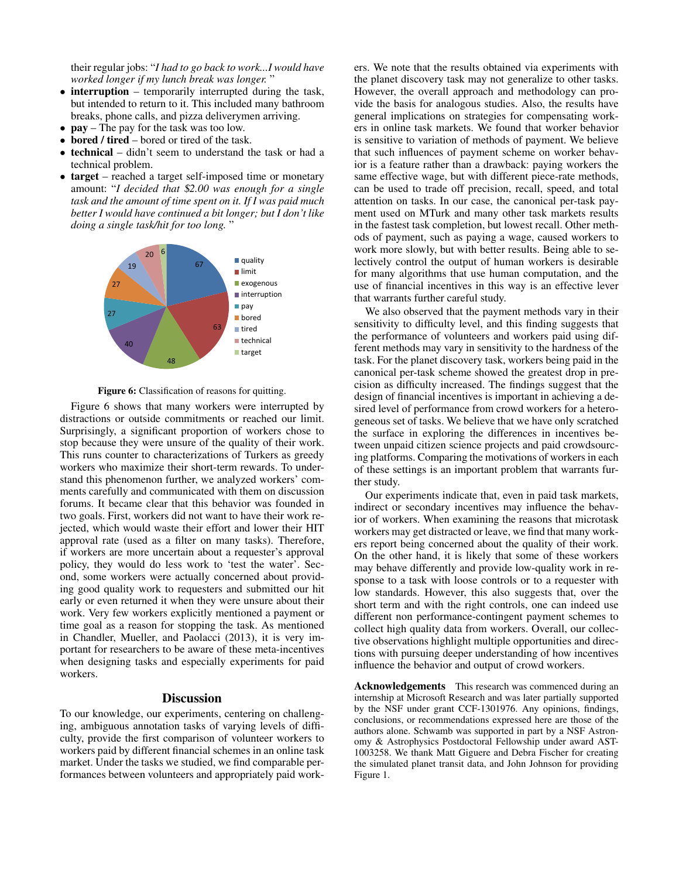their regular jobs: "*I had to go back to work...I would have worked longer if my lunch break was longer.* "

- **interruption** – temporarily interrupted during the task, but intended to return to it. This included many bathroom breaks, phone calls, and pizza deliverymen arriving.
- **pay** – The pay for the task was too low.
- **bored / tired** – bored or tired of the task.
- **technical** – didn't seem to understand the task or had a technical problem.
- **target** – reached a target self-imposed time or monetary amount: "*I decided that $2.00 was enough for a single task and the amount of time spent on it. If I was paid much better I would have continued a bit longer; but I don't like doing a single task/hit for too long.* "

| Reason | Count |
|---|---|
| quality | 67 |
| limit | 63 |
| exogenous | 48 |
| interruption | 40 |
| pay | 27 |
| bored | 27 |
| tired | 19 |
| technical | 20 |
| target | 6 |

**Figure 6:** Classification of reasons for quitting.

Figure 6 shows that many workers were interrupted by distractions or outside commitments or reached our limit. Surprisingly, a significant proportion of workers chose to stop because they were unsure of the quality of their work. This runs counter to characterizations of Turkers as greedy workers who maximize their short-term rewards. To understand this phenomenon further, we analyzed workers' comments carefully and communicated with them on discussion forums. It became clear that this behavior was founded in two goals. First, workers did not want to have their work rejected, which would waste their effort and lower their HIT approval rate (used as a filter on many tasks). Therefore, if workers are more uncertain about a requester's approval policy, they would do less work to 'test the water'. Second, some workers were actually concerned about providing good quality work to requesters and submitted our hit early or even returned it when they were unsure about their work. Very few workers explicitly mentioned a payment or time goal as a reason for stopping the task. As mentioned in Chandler, Mueller, and Paolacci (2013), it is very important for researchers to be aware of these meta-incentives when designing tasks and especially experiments for paid workers.

## Discussion

To our knowledge, our experiments, centering on challenging, ambiguous annotation tasks of varying levels of difficulty, provide the first comparison of volunteer workers to workers paid by different financial schemes in an online task market. Under the tasks we studied, we find comparable performances between volunteers and appropriately paid workers. We note that the results obtained via experiments with the planet discovery task may not generalize to other tasks. However, the overall approach and methodology can provide the basis for analogous studies. Also, the results have general implications on strategies for compensating workers in online task markets. We found that worker behavior is sensitive to variation of methods of payment. We believe that such influences of payment scheme on worker behavior is a feature rather than a drawback: paying workers the same effective wage, but with different piece-rate methods, can be used to trade off precision, recall, speed, and total attention on tasks. In our case, the canonical per-task payment used on MTurk and many other task markets results in the fastest task completion, but lowest recall. Other methods of payment, such as paying a wage, caused workers to work more slowly, but with better results. Being able to selectively control the output of human workers is desirable for many algorithms that use human computation, and the use of financial incentives in this way is an effective lever that warrants further careful study.

We also observed that the payment methods vary in their sensitivity to difficulty level, and this finding suggests that the performance of volunteers and workers paid using different methods may vary in sensitivity to the hardness of the task. For the planet discovery task, workers being paid in the canonical per-task scheme showed the greatest drop in precision as difficulty increased. The findings suggest that the design of financial incentives is important in achieving a desired level of performance from crowd workers for a heterogeneous set of tasks. We believe that we have only scratched the surface in exploring the differences in incentives between unpaid citizen science projects and paid crowdsourcing platforms. Comparing the motivations of workers in each of these settings is an important problem that warrants further study.

Our experiments indicate that, even in paid task markets, indirect or secondary incentives may influence the behavior of workers. When examining the reasons that microtask workers may get distracted or leave, we find that many workers report being concerned about the quality of their work. On the other hand, it is likely that some of these workers may behave differently and provide low-quality work in response to a task with loose controls or to a requester with low standards. However, this also suggests that, over the short term and with the right controls, one can indeed use different non performance-contingent payment schemes to collect high quality data from workers. Overall, our collective observations highlight multiple opportunities and directions with pursuing deeper understanding of how incentives influence the behavior and output of crowd workers.

**Acknowledgements** This research was commenced during an internship at Microsoft Research and was later partially supported by the NSF under grant CCF-1301976. Any opinions, findings, conclusions, or recommendations expressed here are those of the authors alone. Schwamb was supported in part by a NSF Astronomy & Astrophysics Postdoctoral Fellowship under award AST-1003258. We thank Matt Giguere and Debra Fischer for creating the simulated planet transit data, and John Johnson for providing Figure 1.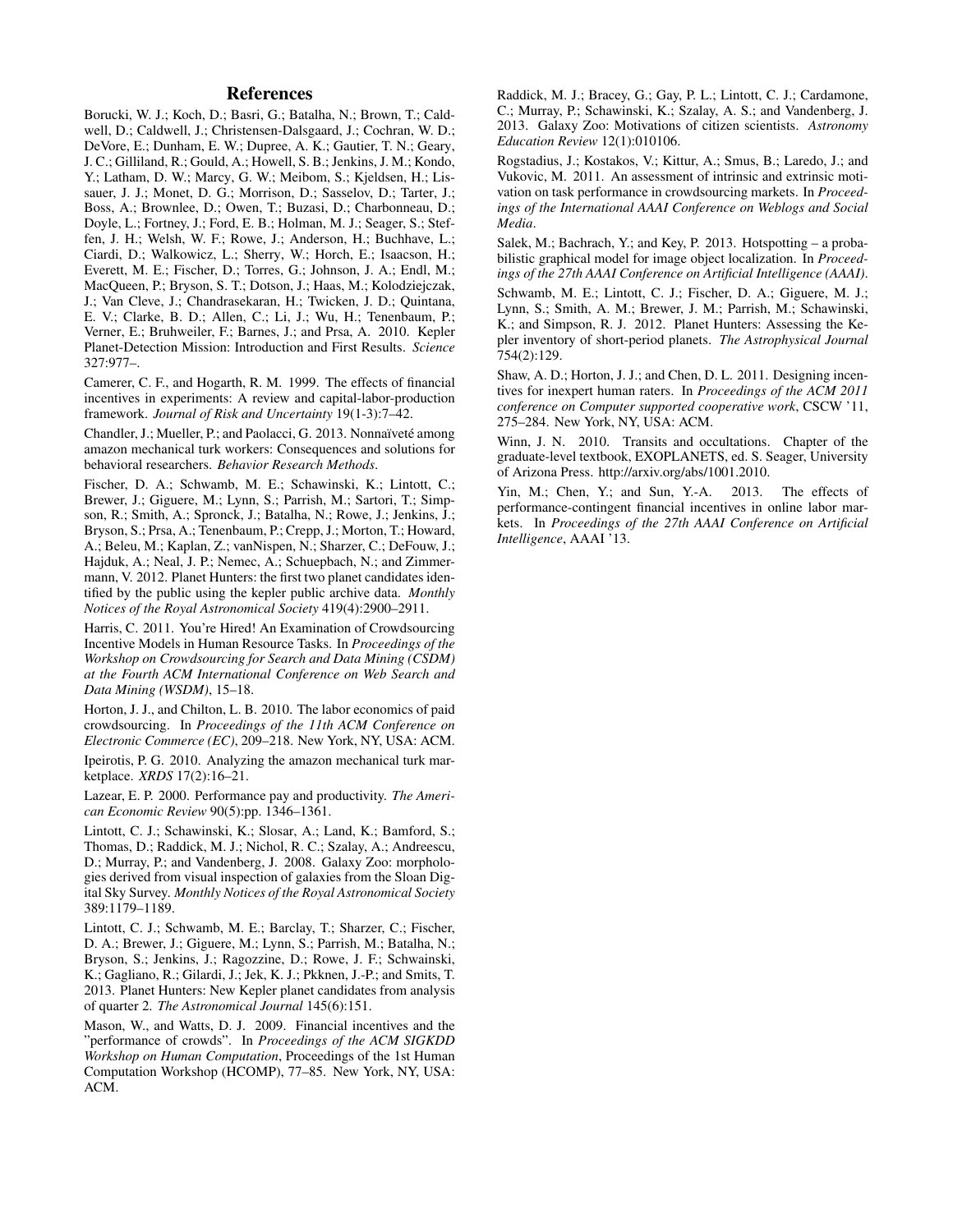## References

Borucki, W. J.; Koch, D.; Basri, G.; Batalha, N.; Brown, T.; Caldwell, D.; Caldwell, J.; Christensen-Dalsgaard, J.; Cochran, W. D.; DeVore, E.; Dunham, E. W.; Dupree, A. K.; Gautier, T. N.; Geary, J. C.; Gilliland, R.; Gould, A.; Howell, S. B.; Jenkins, J. M.; Kondo, Y.; Latham, D. W.; Marcy, G. W.; Meibom, S.; Kjeldsen, H.; Lissauer, J. J.; Monet, D. G.; Morrison, D.; Sasselov, D.; Tarter, J.; Boss, A.; Brownlee, D.; Owen, T.; Buzasi, D.; Charbonneau, D.; Doyle, L.; Fortney, J.; Ford, E. B.; Holman, M. J.; Seager, S.; Steffen, J. H.; Welsh, W. F.; Rowe, J.; Anderson, H.; Buchhave, L.; Ciardi, D.; Walkowicz, L.; Sherry, W.; Horch, E.; Isaacson, H.; Everett, M. E.; Fischer, D.; Torres, G.; Johnson, J. A.; Endl, M.; MacQueen, P.; Bryson, S. T.; Dotson, J.; Haas, M.; Kolodziejczak, J.; Van Cleve, J.; Chandrasekaran, H.; Twicken, J. D.; Quintana, E. V.; Clarke, B. D.; Allen, C.; Li, J.; Wu, H.; Tenenbaum, P.; Verner, E.; Bruhweiler, F.; Barnes, J.; and Prsa, A. 2010. Kepler Planet-Detection Mission: Introduction and First Results. *Science* 327:977–.

Camerer, C. F., and Hogarth, R. M. 1999. The effects of financial incentives in experiments: A review and capital-labor-production framework. *Journal of Risk and Uncertainty* 19(1-3):7–42.

Chandler, J.; Mueller, P.; and Paolacci, G. 2013. Nonnaïveté among amazon mechanical turk workers: Consequences and solutions for behavioral researchers. *Behavior Research Methods*.

Fischer, D. A.; Schwamb, M. E.; Schawinski, K.; Lintott, C.; Brewer, J.; Giguere, M.; Lynn, S.; Parrish, M.; Sartori, T.; Simpson, R.; Smith, A.; Spronck, J.; Batalha, N.; Rowe, J.; Jenkins, J.; Bryson, S.; Prsa, A.; Tenenbaum, P.; Crepp, J.; Morton, T.; Howard, A.; Beleu, M.; Kaplan, Z.; vanNispen, N.; Sharzer, C.; DeFouw, J.; Hajduk, A.; Neal, J. P.; Nemec, A.; Schuepbach, N.; and Zimmermann, V. 2012. Planet Hunters: the first two planet candidates identified by the public using the kepler public archive data. *Monthly Notices of the Royal Astronomical Society* 419(4):2900–2911.

Harris, C. 2011. You're Hired! An Examination of Crowdsourcing Incentive Models in Human Resource Tasks. In *Proceedings of the Workshop on Crowdsourcing for Search and Data Mining (CSDM) at the Fourth ACM International Conference on Web Search and Data Mining (WSDM)*, 15–18.

Horton, J. J., and Chilton, L. B. 2010. The labor economics of paid crowdsourcing. In *Proceedings of the 11th ACM Conference on Electronic Commerce (EC)*, 209–218. New York, NY, USA: ACM.

Ipeirotis, P. G. 2010. Analyzing the amazon mechanical turk marketplace. *XRDS* 17(2):16–21.

Lazear, E. P. 2000. Performance pay and productivity. *The American Economic Review* 90(5):pp. 1346–1361.

Lintott, C. J.; Schawinski, K.; Slosar, A.; Land, K.; Bamford, S.; Thomas, D.; Raddick, M. J.; Nichol, R. C.; Szalay, A.; Andreescu, D.; Murray, P.; and Vandenberg, J. 2008. Galaxy Zoo: morphologies derived from visual inspection of galaxies from the Sloan Digital Sky Survey. *Monthly Notices of the Royal Astronomical Society* 389:1179–1189.

Lintott, C. J.; Schwamb, M. E.; Barclay, T.; Sharzer, C.; Fischer, D. A.; Brewer, J.; Giguere, M.; Lynn, S.; Parrish, M.; Batalha, N.; Bryson, S.; Jenkins, J.; Ragozzine, D.; Rowe, J. F.; Schwainski, K.; Gagliano, R.; Gilardi, J.; Jek, K. J.; Pkknen, J.-P.; and Smits, T. 2013. Planet Hunters: New Kepler planet candidates from analysis of quarter 2. *The Astronomical Journal* 145(6):151.

Mason, W., and Watts, D. J. 2009. Financial incentives and the "performance of crowds". In *Proceedings of the ACM SIGKDD Workshop on Human Computation*, Proceedings of the 1st Human Computation Workshop (HCOMP), 77–85. New York, NY, USA: ACM.

Raddick, M. J.; Bracey, G.; Gay, P. L.; Lintott, C. J.; Cardamone, C.; Murray, P.; Schawinski, K.; Szalay, A. S.; and Vandenberg, J. 2013. Galaxy Zoo: Motivations of citizen scientists. *Astronomy Education Review* 12(1):010106.

Rogstadius, J.; Kostakos, V.; Kittur, A.; Smus, B.; Laredo, J.; and Vukovic, M. 2011. An assessment of intrinsic and extrinsic motivation on task performance in crowdsourcing markets. In *Proceedings of the International AAAI Conference on Weblogs and Social Media*.

Salek, M.; Bachrach, Y.; and Key, P. 2013. Hotspotting – a probabilistic graphical model for image object localization. In *Proceedings of the 27th AAAI Conference on Artificial Intelligence (AAAI)*.

Schwamb, M. E.; Lintott, C. J.; Fischer, D. A.; Giguere, M. J.; Lynn, S.; Smith, A. M.; Brewer, J. M.; Parrish, M.; Schawinski, K.; and Simpson, R. J. 2012. Planet Hunters: Assessing the Kepler inventory of short-period planets. *The Astrophysical Journal* 754(2):129.

Shaw, A. D.; Horton, J. J.; and Chen, D. L. 2011. Designing incentives for inexpert human raters. In *Proceedings of the ACM 2011 conference on Computer supported cooperative work*, CSCW '11, 275–284. New York, NY, USA: ACM.

Winn, J. N. 2010. Transits and occultations. Chapter of the graduate-level textbook, EXOPLANETS, ed. S. Seager, University of Arizona Press. http://arxiv.org/abs/1001.2010.

Yin, M.; Chen, Y.; and Sun, Y.-A. 2013. The effects of performance-contingent financial incentives in online labor markets. In *Proceedings of the 27th AAAI Conference on Artificial Intelligence*, AAAI '13.